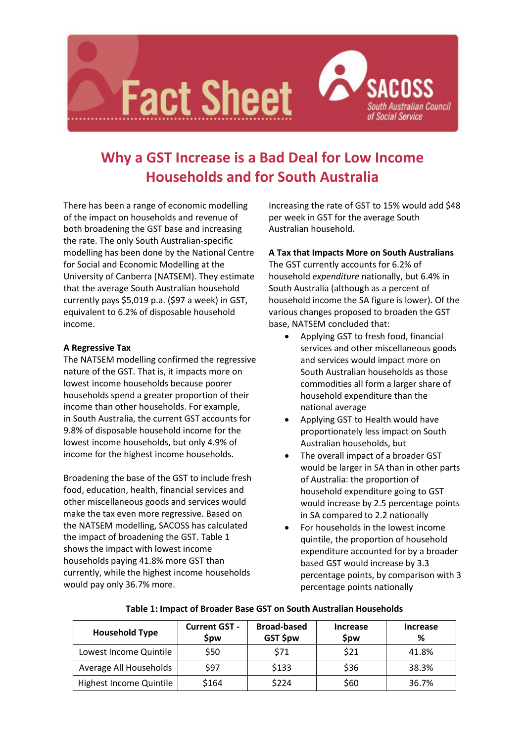Fact Sheet

SACOSS
South Australian Council of Social Service

# Why a GST Increase is a Bad Deal for Low Income Households and for South Australia

There has been a range of economic modelling of the impact on households and revenue of both broadening the GST base and increasing the rate. The only South Australian-specific modelling has been done by the National Centre for Social and Economic Modelling at the University of Canberra (NATSEM). They estimate that the average South Australian household currently pays $5,019 p.a. ($97 a week) in GST, equivalent to 6.2% of disposable household income.

**A Regressive Tax**

The NATSEM modelling confirmed the regressive nature of the GST. That is, it impacts more on lowest income households because poorer households spend a greater proportion of their income than other households. For example, in South Australia, the current GST accounts for 9.8% of disposable household income for the lowest income households, but only 4.9% of income for the highest income households.

Broadening the base of the GST to include fresh food, education, health, financial services and other miscellaneous goods and services would make the tax even more regressive. Based on the NATSEM modelling, SACOSS has calculated the impact of broadening the GST. Table 1 shows the impact with lowest income households paying 41.8% more GST than currently, while the highest income households would pay only 36.7% more.

Increasing the rate of GST to 15% would add $48 per week in GST for the average South Australian household.

**A Tax that Impacts More on South Australians**

The GST currently accounts for 6.2% of household *expenditure* nationally, but 6.4% in South Australia (although as a percent of household income the SA figure is lower). Of the various changes proposed to broaden the GST base, NATSEM concluded that:

- Applying GST to fresh food, financial services and other miscellaneous goods and services would impact more on South Australian households as those commodities all form a larger share of household expenditure than the national average
- Applying GST to Health would have proportionately less impact on South Australian households, but
- The overall impact of a broader GST would be larger in SA than in other parts of Australia: the proportion of household expenditure going to GST would increase by 2.5 percentage points in SA compared to 2.2 nationally
- For households in the lowest income quintile, the proportion of household expenditure accounted for by a broader based GST would increase by 3.3 percentage points, by comparison with 3 percentage points nationally

**Table 1: Impact of Broader Base GST on South Australian Households**

| Household Type | Current GST - $pw | Broad-based GST $pw | Increase $pw | Increase % |
|---|---|---|---|---|
| Lowest Income Quintile | $50 | $71 | $21 | 41.8% |
| Average All Households | $97 | $133 | $36 | 38.3% |
| Highest Income Quintile | $164 | $224 | $60 | 36.7% |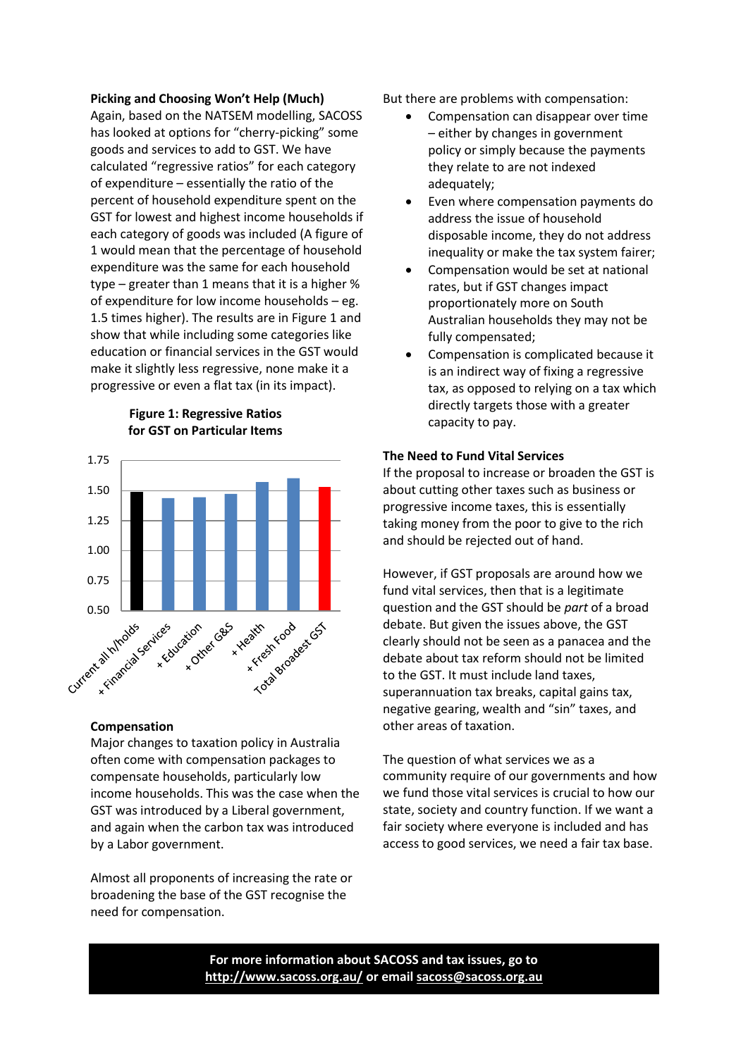**Picking and Choosing Won't Help (Much)**

Again, based on the NATSEM modelling, SACOSS has looked at options for "cherry-picking" some goods and services to add to GST. We have calculated "regressive ratios" for each category of expenditure – essentially the ratio of the percent of household expenditure spent on the GST for lowest and highest income households if each category of goods was included (A figure of 1 would mean that the percentage of household expenditure was the same for each household type – greater than 1 means that it is a higher % of expenditure for low income households – eg. 1.5 times higher). The results are in Figure 1 and show that while including some categories like education or financial services in the GST would make it slightly less regressive, none make it a progressive or even a flat tax (in its impact).

**Figure 1: Regressive Ratios for GST on Particular Items**

1.75
1.50
1.25
1.00
0.75
0.50

Current all h/holds
+ Financial Services
+ Education
+ Other G&S
+ Health
+ Fresh Food
Total Broadest GST

**Compensation**

Major changes to taxation policy in Australia often come with compensation packages to compensate households, particularly low income households. This was the case when the GST was introduced by a Liberal government, and again when the carbon tax was introduced by a Labor government.

Almost all proponents of increasing the rate or broadening the base of the GST recognise the need for compensation.

But there are problems with compensation:

- Compensation can disappear over time – either by changes in government policy or simply because the payments they relate to are not indexed adequately;
- Even where compensation payments do address the issue of household disposable income, they do not address inequality or make the tax system fairer;
- Compensation would be set at national rates, but if GST changes impact proportionately more on South Australian households they may not be fully compensated;
- Compensation is complicated because it is an indirect way of fixing a regressive tax, as opposed to relying on a tax which directly targets those with a greater capacity to pay.

**The Need to Fund Vital Services**

If the proposal to increase or broaden the GST is about cutting other taxes such as business or progressive income taxes, this is essentially taking money from the poor to give to the rich and should be rejected out of hand.

However, if GST proposals are around how we fund vital services, then that is a legitimate question and the GST should be *part* of a broad debate. But given the issues above, the GST clearly should not be seen as a panacea and the debate about tax reform should not be limited to the GST. It must include land taxes, superannuation tax breaks, capital gains tax, negative gearing, wealth and "sin" taxes, and other areas of taxation.

The question of what services we as a community require of our governments and how we fund those vital services is crucial to how our state, society and country function. If we want a fair society where everyone is included and has access to good services, we need a fair tax base.

**For more information about SACOSS and tax issues, go to http://www.sacoss.org.au/ or email sacoss@sacoss.org.au**